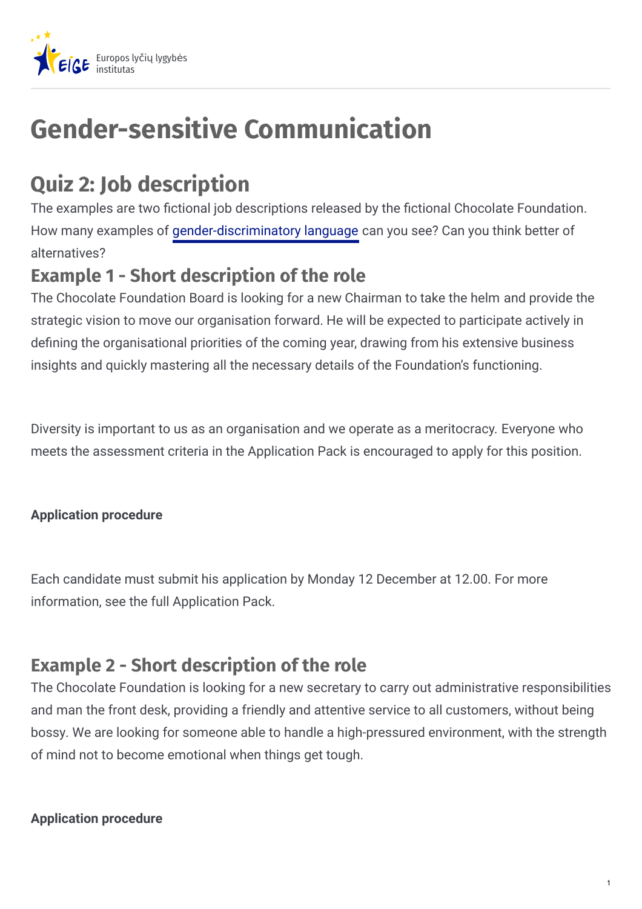# Gender-sensitive Communication

## Quiz 2: Job description

The examples are two fictional job descriptions released by the fictional Chocolate Foundation. How many examples of gender-discriminatory language can you see? Can you think better of alternatives?

### Example 1 - Short description of the role

The Chocolate Foundation Board is looking for a new Chairman to take the helm and provide the strategic vision to move our organisation forward. He will be expected to participate actively in defining the organisational priorities of the coming year, drawing from his extensive business insights and quickly mastering all the necessary details of the Foundation's functioning.

Diversity is important to us as an organisation and we operate as a meritocracy. Everyone who meets the assessment criteria in the Application Pack is encouraged to apply for this position.

**Application procedure**

Each candidate must submit his application by Monday 12 December at 12.00. For more information, see the full Application Pack.

### Example 2 - Short description of the role

The Chocolate Foundation is looking for a new secretary to carry out administrative responsibilities and man the front desk, providing a friendly and attentive service to all customers, without being bossy. We are looking for someone able to handle a high-pressured environment, with the strength of mind not to become emotional when things get tough.

**Application procedure**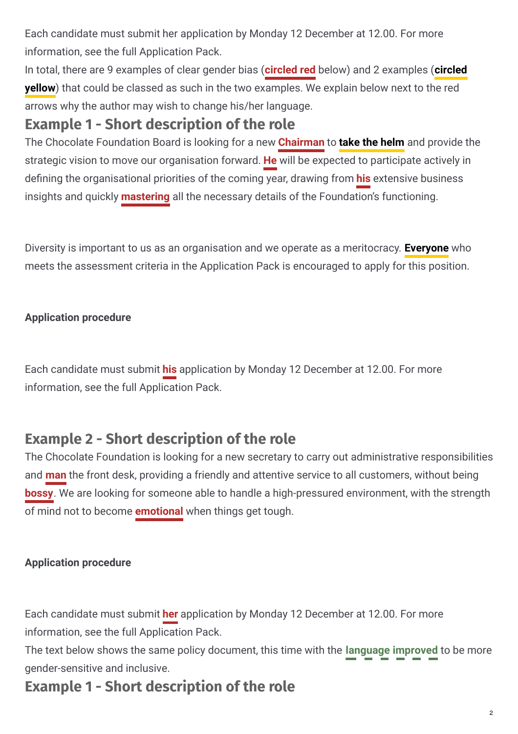Each candidate must submit her application by Monday 12 December at 12.00. For more information, see the full Application Pack.

In total, there are 9 examples of clear gender bias (**circled red** below) and 2 examples (**circled yellow**) that could be classed as such in the two examples. We explain below next to the red arrows why the author may wish to change his/her language.

## Example 1 - Short description of the role

The Chocolate Foundation Board is looking for a new **Chairman** to **take the helm** and provide the strategic vision to move our organisation forward. **He** will be expected to participate actively in defining the organisational priorities of the coming year, drawing from **his** extensive business insights and quickly **mastering** all the necessary details of the Foundation's functioning.

Diversity is important to us as an organisation and we operate as a meritocracy. **Everyone** who meets the assessment criteria in the Application Pack is encouraged to apply for this position.

**Application procedure**

Each candidate must submit **his** application by Monday 12 December at 12.00. For more information, see the full Application Pack.

## Example 2 - Short description of the role

The Chocolate Foundation is looking for a new secretary to carry out administrative responsibilities and **man** the front desk, providing a friendly and attentive service to all customers, without being **bossy**. We are looking for someone able to handle a high-pressured environment, with the strength of mind not to become **emotional** when things get tough.

**Application procedure**

Each candidate must submit **her** application by Monday 12 December at 12.00. For more information, see the full Application Pack.

The text below shows the same policy document, this time with the **language improved** to be more gender-sensitive and inclusive.

## Example 1 - Short description of the role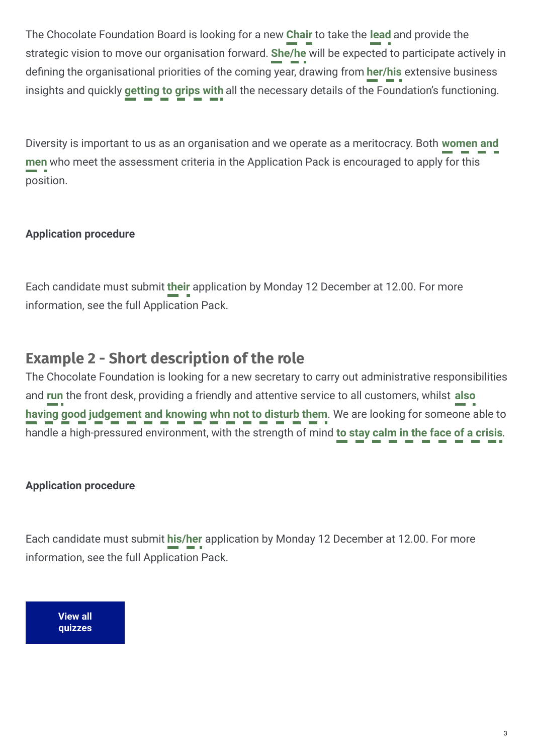The Chocolate Foundation Board is looking for a new **Chair** to take the **lead** and provide the strategic vision to move our organisation forward. **She/he** will be expected to participate actively in defining the organisational priorities of the coming year, drawing from **her/his** extensive business insights and quickly **getting to grips with** all the necessary details of the Foundation's functioning.

Diversity is important to us as an organisation and we operate as a meritocracy. Both **women and men** who meet the assessment criteria in the Application Pack is encouraged to apply for this position.

**Application procedure**

Each candidate must submit **their** application by Monday 12 December at 12.00. For more information, see the full Application Pack.

## Example 2 - Short description of the role

The Chocolate Foundation is looking for a new secretary to carry out administrative responsibilities and **run** the front desk, providing a friendly and attentive service to all customers, whilst **also having good judgement and knowing whn not to disturb them**. We are looking for someone able to handle a high-pressured environment, with the strength of mind **to stay calm in the face of a crisis**.

**Application procedure**

Each candidate must submit **his/her** application by Monday 12 December at 12.00. For more information, see the full Application Pack.

View all quizzes